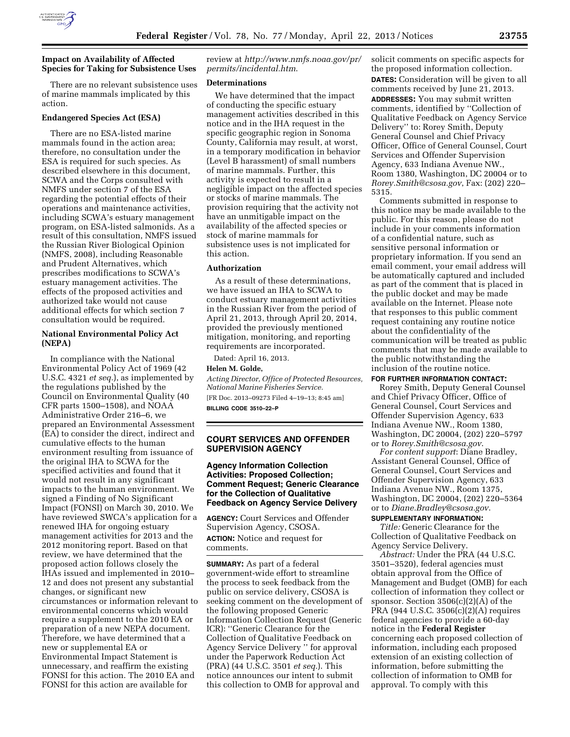### Impact on Availability of Affected Species for Taking for Subsistence Uses

There are no relevant subsistence uses of marine mammals implicated by this action.

### Endangered Species Act (ESA)

There are no ESA-listed marine mammals found in the action area; therefore, no consultation under the ESA is required for such species. As described elsewhere in this document, SCWA and the Corps consulted with NMFS under section 7 of the ESA regarding the potential effects of their operations and maintenance activities, including SCWA's estuary management program, on ESA-listed salmonids. As a result of this consultation, NMFS issued the Russian River Biological Opinion (NMFS, 2008), including Reasonable and Prudent Alternatives, which prescribes modifications to SCWA's estuary management activities. The effects of the proposed activities and authorized take would not cause additional effects for which section 7 consultation would be required.

### National Environmental Policy Act (NEPA)

In compliance with the National Environmental Policy Act of 1969 (42 U.S.C. 4321 *et seq.*), as implemented by the regulations published by the Council on Environmental Quality (40 CFR parts 1500–1508), and NOAA Administrative Order 216–6, we prepared an Environmental Assessment (EA) to consider the direct, indirect and cumulative effects to the human environment resulting from issuance of the original IHA to SCWA for the specified activities and found that it would not result in any significant impacts to the human environment. We signed a Finding of No Significant Impact (FONSI) on March 30, 2010. We have reviewed SWCA's application for a renewed IHA for ongoing estuary management activities for 2013 and the 2012 monitoring report. Based on that review, we have determined that the proposed action follows closely the IHAs issued and implemented in 2010–12 and does not present any substantial changes, or significant new circumstances or information relevant to environmental concerns which would require a supplement to the 2010 EA or preparation of a new NEPA document. Therefore, we have determined that a new or supplemental EA or Environmental Impact Statement is unnecessary, and reaffirm the existing FONSI for this action. The 2010 EA and FONSI for this action are available for review at *http://www.nmfs.noaa.gov/pr/permits/incidental.htm.*

### Determinations

We have determined that the impact of conducting the specific estuary management activities described in this notice and in the IHA request in the specific geographic region in Sonoma County, California may result, at worst, in a temporary modification in behavior (Level B harassment) of small numbers of marine mammals. Further, this activity is expected to result in a negligible impact on the affected species or stocks of marine mammals. The provision requiring that the activity not have an unmitigable impact on the availability of the affected species or stock of marine mammals for subsistence uses is not implicated for this action.

### Authorization

As a result of these determinations, we have issued an IHA to SCWA to conduct estuary management activities in the Russian River from the period of April 21, 2013, through April 20, 2014, provided the previously mentioned mitigation, monitoring, and reporting requirements are incorporated.

Dated: April 16, 2013.

**Helen M. Golde,**

*Acting Director, Office of Protected Resources, National Marine Fisheries Service.*

[FR Doc. 2013–09273 Filed 4–19–13; 8:45 am]

**BILLING CODE 3510–22–P**

## COURT SERVICES AND OFFENDER SUPERVISION AGENCY

### Agency Information Collection Activities: Proposed Collection; Comment Request; Generic Clearance for the Collection of Qualitative Feedback on Agency Service Delivery

**AGENCY:** Court Services and Offender Supervision Agency, CSOSA.

**ACTION:** Notice and request for comments.

**SUMMARY:** As part of a federal government-wide effort to streamline the process to seek feedback from the public on service delivery, CSOSA is seeking comment on the development of the following proposed Generic Information Collection Request (Generic ICR): ''Generic Clearance for the Collection of Qualitative Feedback on Agency Service Delivery '' for approval under the Paperwork Reduction Act (PRA) (44 U.S.C. 3501 *et seq.*). This notice announces our intent to submit this collection to OMB for approval and solicit comments on specific aspects for the proposed information collection.

**DATES:** Consideration will be given to all comments received by June 21, 2013.

**ADDRESSES:** You may submit written comments, identified by ''Collection of Qualitative Feedback on Agency Service Delivery'' to: Rorey Smith, Deputy General Counsel and Chief Privacy Officer, Office of General Counsel, Court Services and Offender Supervision Agency, 633 Indiana Avenue NW., Room 1380, Washington, DC 20004 or to *Rorey.Smith@csosa.gov,* Fax: (202) 220–5315.

Comments submitted in response to this notice may be made available to the public. For this reason, please do not include in your comments information of a confidential nature, such as sensitive personal information or proprietary information. If you send an email comment, your email address will be automatically captured and included as part of the comment that is placed in the public docket and may be made available on the Internet. Please note that responses to this public comment request containing any routine notice about the confidentiality of the communication will be treated as public comments that may be made available to the public notwithstanding the inclusion of the routine notice.

**FOR FURTHER INFORMATION CONTACT:** Rorey Smith, Deputy General Counsel and Chief Privacy Officer, Office of General Counsel, Court Services and Offender Supervision Agency, 633 Indiana Avenue NW., Room 1380, Washington, DC 20004, (202) 220–5797 or to *Rorey.Smith@csosa.gov.*

*For content support*: Diane Bradley, Assistant General Counsel, Office of General Counsel, Court Services and Offender Supervision Agency, 633 Indiana Avenue NW., Room 1375, Washington, DC 20004, (202) 220–5364 or to *Diane.Bradley@csosa.gov.*

**SUPPLEMENTARY INFORMATION:**

*Title:* Generic Clearance for the Collection of Qualitative Feedback on Agency Service Delivery.

*Abstract:* Under the PRA (44 U.S.C. 3501–3520), federal agencies must obtain approval from the Office of Management and Budget (OMB) for each collection of information they collect or sponsor. Section 3506(c)(2)(A) of the PRA (944 U.S.C. 3506(c)(2)(A) requires federal agencies to provide a 60-day notice in the **Federal Register** concerning each proposed collection of information, including each proposed extension of an existing collection of information, before submitting the collection of information to OMB for approval. To comply with this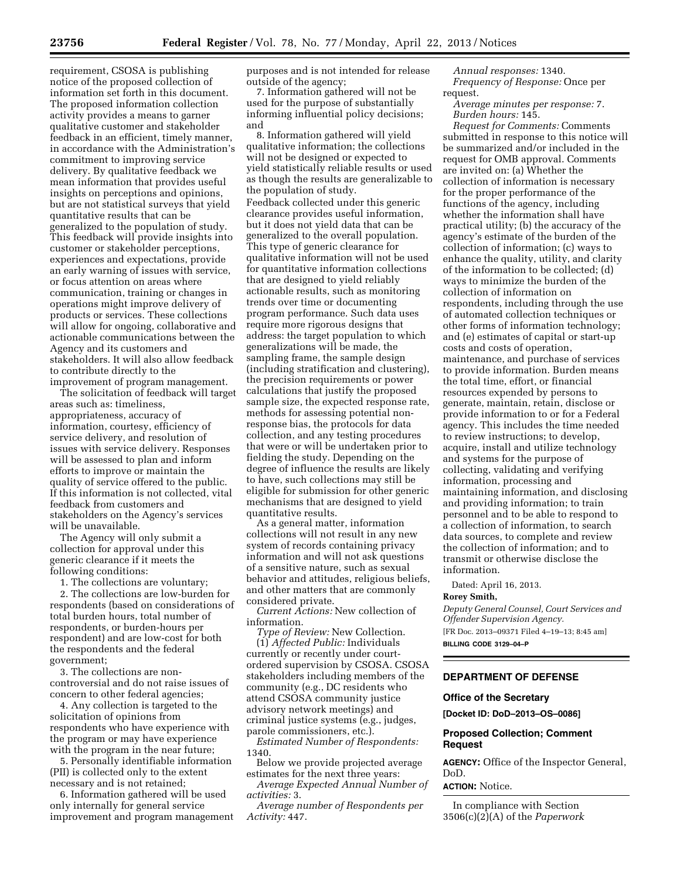requirement, CSOSA is publishing notice of the proposed collection of information set forth in this document. The proposed information collection activity provides a means to garner qualitative customer and stakeholder feedback in an efficient, timely manner, in accordance with the Administration's commitment to improving service delivery. By qualitative feedback we mean information that provides useful insights on perceptions and opinions, but are not statistical surveys that yield quantitative results that can be generalized to the population of study. This feedback will provide insights into customer or stakeholder perceptions, experiences and expectations, provide an early warning of issues with service, or focus attention on areas where communication, training or changes in operations might improve delivery of products or services. These collections will allow for ongoing, collaborative and actionable communications between the Agency and its customers and stakeholders. It will also allow feedback to contribute directly to the improvement of program management.

The solicitation of feedback will target areas such as: timeliness, appropriateness, accuracy of information, courtesy, efficiency of service delivery, and resolution of issues with service delivery. Responses will be assessed to plan and inform efforts to improve or maintain the quality of service offered to the public. If this information is not collected, vital feedback from customers and stakeholders on the Agency's services will be unavailable.

The Agency will only submit a collection for approval under this generic clearance if it meets the following conditions:

1. The collections are voluntary;

2. The collections are low-burden for respondents (based on considerations of total burden hours, total number of respondents, or burden-hours per respondent) and are low-cost for both the respondents and the federal government;

3. The collections are non-controversial and do not raise issues of concern to other federal agencies;

4. Any collection is targeted to the solicitation of opinions from respondents who have experience with the program or may have experience with the program in the near future;

5. Personally identifiable information (PII) is collected only to the extent necessary and is not retained;

6. Information gathered will be used only internally for general service improvement and program management purposes and is not intended for release outside of the agency;

7. Information gathered will not be used for the purpose of substantially informing influential policy decisions; and

8. Information gathered will yield qualitative information; the collections will not be designed or expected to yield statistically reliable results or used as though the results are generalizable to the population of study.

Feedback collected under this generic clearance provides useful information, but it does not yield data that can be generalized to the overall population. This type of generic clearance for qualitative information will not be used for quantitative information collections that are designed to yield reliably actionable results, such as monitoring trends over time or documenting program performance. Such data uses require more rigorous designs that address: the target population to which generalizations will be made, the sampling frame, the sample design (including stratification and clustering), the precision requirements or power calculations that justify the proposed sample size, the expected response rate, methods for assessing potential non-response bias, the protocols for data collection, and any testing procedures that were or will be undertaken prior to fielding the study. Depending on the degree of influence the results are likely to have, such collections may still be eligible for submission for other generic mechanisms that are designed to yield quantitative results.

As a general matter, information collections will not result in any new system of records containing privacy information and will not ask questions of a sensitive nature, such as sexual behavior and attitudes, religious beliefs, and other matters that are commonly considered private.

*Current Actions:* New collection of information.

*Type of Review:* New Collection.

(1) *Affected Public:* Individuals currently or recently under court-ordered supervision by CSOSA. CSOSA stakeholders including members of the community (e.g., DC residents who attend CSOSA community justice advisory network meetings) and criminal justice systems (e.g., judges, parole commissioners, etc.).

*Estimated Number of Respondents:* 1340.

Below we provide projected average estimates for the next three years:

*Average Expected Annual Number of activities:* 3.

*Average number of Respondents per Activity:* 447.

*Annual responses:* 1340.

*Frequency of Response:* Once per request.

*Average minutes per response:* 7.

*Burden hours:* 145.

*Request for Comments:* Comments submitted in response to this notice will be summarized and/or included in the request for OMB approval. Comments are invited on: (a) Whether the collection of information is necessary for the proper performance of the functions of the agency, including whether the information shall have practical utility; (b) the accuracy of the agency's estimate of the burden of the collection of information; (c) ways to enhance the quality, utility, and clarity of the information to be collected; (d) ways to minimize the burden of the collection of information on respondents, including through the use of automated collection techniques or other forms of information technology; and (e) estimates of capital or start-up costs and costs of operation, maintenance, and purchase of services to provide information. Burden means the total time, effort, or financial resources expended by persons to generate, maintain, retain, disclose or provide information to or for a Federal agency. This includes the time needed to review instructions; to develop, acquire, install and utilize technology and systems for the purpose of collecting, validating and verifying information, processing and maintaining information, and disclosing and providing information; to train personnel and to be able to respond to a collection of information, to search data sources, to complete and review the collection of information; and to transmit or otherwise disclose the information.

Dated: April 16, 2013.

**Rorey Smith,**

*Deputy General Counsel, Court Services and Offender Supervision Agency.*

[FR Doc. 2013–09371 Filed 4–19–13; 8:45 am]

**BILLING CODE 3129–04–P**

## DEPARTMENT OF DEFENSE

### Office of the Secretary

**[Docket ID: DoD–2013–OS–0086]**

### Proposed Collection; Comment Request

**AGENCY:** Office of the Inspector General, DoD.

**ACTION:** Notice.

In compliance with Section 3506(c)(2)(A) of the *Paperwork*